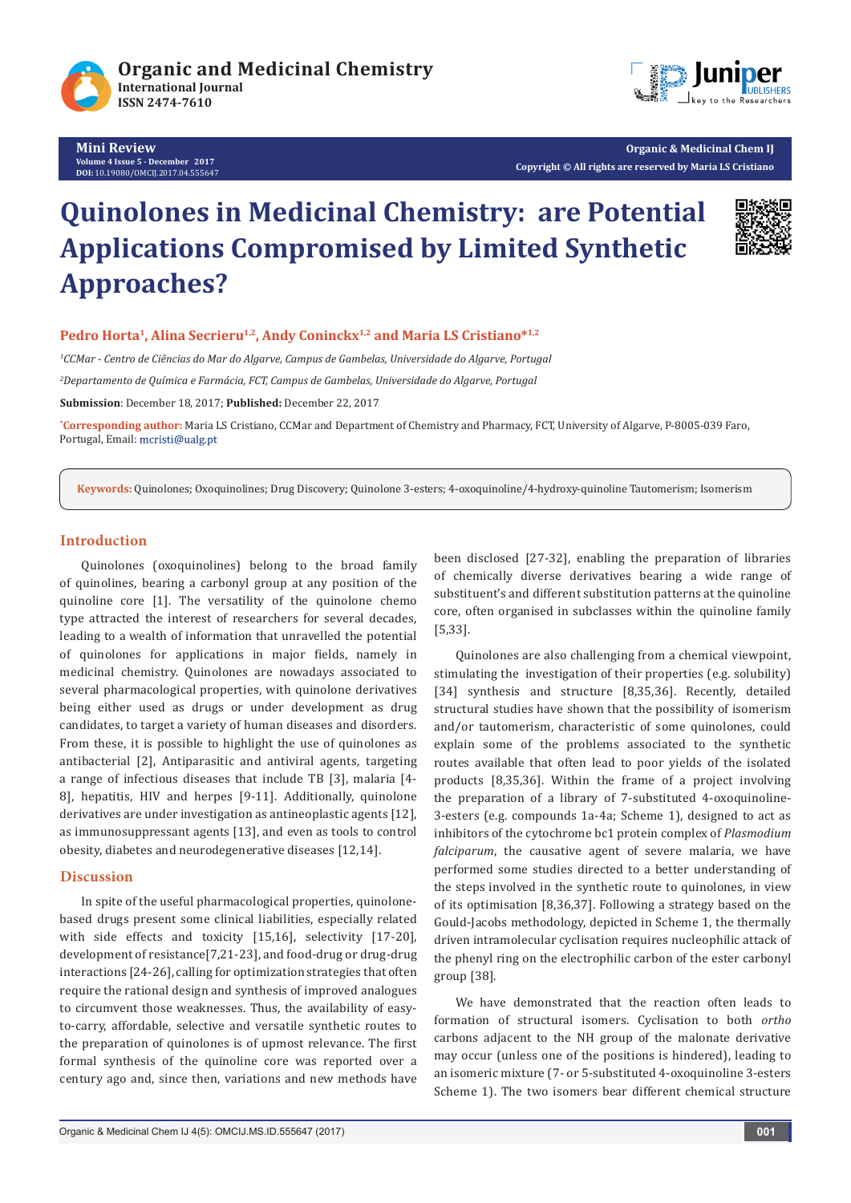# Quinolones in Medicinal Chemistry: are Potential Applications Compromised by Limited Synthetic Approaches?

**Pedro Horta[1], Alina Secrieru[1,2], Andy Coninckx[1,2] and Maria LS Cristiano*[1,2]**

[1]*CCMar - Centro de Ciências do Mar do Algarve, Campus de Gambelas, Universidade do Algarve, Portugal*

[2]*Departamento de Química e Farmácia, FCT, Campus de Gambelas, Universidade do Algarve, Portugal*

**Submission**: December 18, 2017; **Published:** December 22, 2017

***Corresponding author:** Maria LS Cristiano, CCMar and Department of Chemistry and Pharmacy, FCT, University of Algarve, P-8005-039 Faro, Portugal, Email: mcristi@ualg.pt

**Keywords:** Quinolones; Oxoquinolines; Drug Discovery; Quinolone 3-esters; 4-oxoquinoline/4-hydroxy-quinoline Tautomerism; Isomerism

## Introduction

Quinolones (oxoquinolines) belong to the broad family of quinolines, bearing a carbonyl group at any position of the quinoline core [1]. The versatility of the quinolone chemo type attracted the interest of researchers for several decades, leading to a wealth of information that unravelled the potential of quinolones for applications in major fields, namely in medicinal chemistry. Quinolones are nowadays associated to several pharmacological properties, with quinolone derivatives being either used as drugs or under development as drug candidates, to target a variety of human diseases and disorders. From these, it is possible to highlight the use of quinolones as antibacterial [2], Antiparasitic and antiviral agents, targeting a range of infectious diseases that include TB [3], malaria [4-8], hepatitis, HIV and herpes [9-11]. Additionally, quinolone derivatives are under investigation as antineoplastic agents [12], as immunosuppressant agents [13], and even as tools to control obesity, diabetes and neurodegenerative diseases [12,14].

## Discussion

In spite of the useful pharmacological properties, quinolone-based drugs present some clinical liabilities, especially related with side effects and toxicity [15,16], selectivity [17-20], development of resistance[7,21-23], and food-drug or drug-drug interactions [24-26], calling for optimization strategies that often require the rational design and synthesis of improved analogues to circumvent those weaknesses. Thus, the availability of easy-to-carry, affordable, selective and versatile synthetic routes to the preparation of quinolones is of upmost relevance. The first formal synthesis of the quinoline core was reported over a century ago and, since then, variations and new methods have been disclosed [27-32], enabling the preparation of libraries of chemically diverse derivatives bearing a wide range of substituent's and different substitution patterns at the quinoline core, often organised in subclasses within the quinoline family [5,33].

Quinolones are also challenging from a chemical viewpoint, stimulating the investigation of their properties (e.g. solubility) [34] synthesis and structure [8,35,36]. Recently, detailed structural studies have shown that the possibility of isomerism and/or tautomerism, characteristic of some quinolones, could explain some of the problems associated to the synthetic routes available that often lead to poor yields of the isolated products [8,35,36]. Within the frame of a project involving the preparation of a library of 7-substituted 4-oxoquinoline-3-esters (e.g. compounds 1a-4a; Scheme 1), designed to act as inhibitors of the cytochrome bc1 protein complex of *Plasmodium falciparum*, the causative agent of severe malaria, we have performed some studies directed to a better understanding of the steps involved in the synthetic route to quinolones, in view of its optimisation [8,36,37]. Following a strategy based on the Gould-Jacobs methodology, depicted in Scheme 1, the thermally driven intramolecular cyclisation requires nucleophilic attack of the phenyl ring on the electrophilic carbon of the ester carbonyl group [38].

We have demonstrated that the reaction often leads to formation of structural isomers. Cyclisation to both *ortho* carbons adjacent to the NH group of the malonate derivative may occur (unless one of the positions is hindered), leading to an isomeric mixture (7- or 5-substituted 4-oxoquinoline 3-esters Scheme 1). The two isomers bear different chemical structure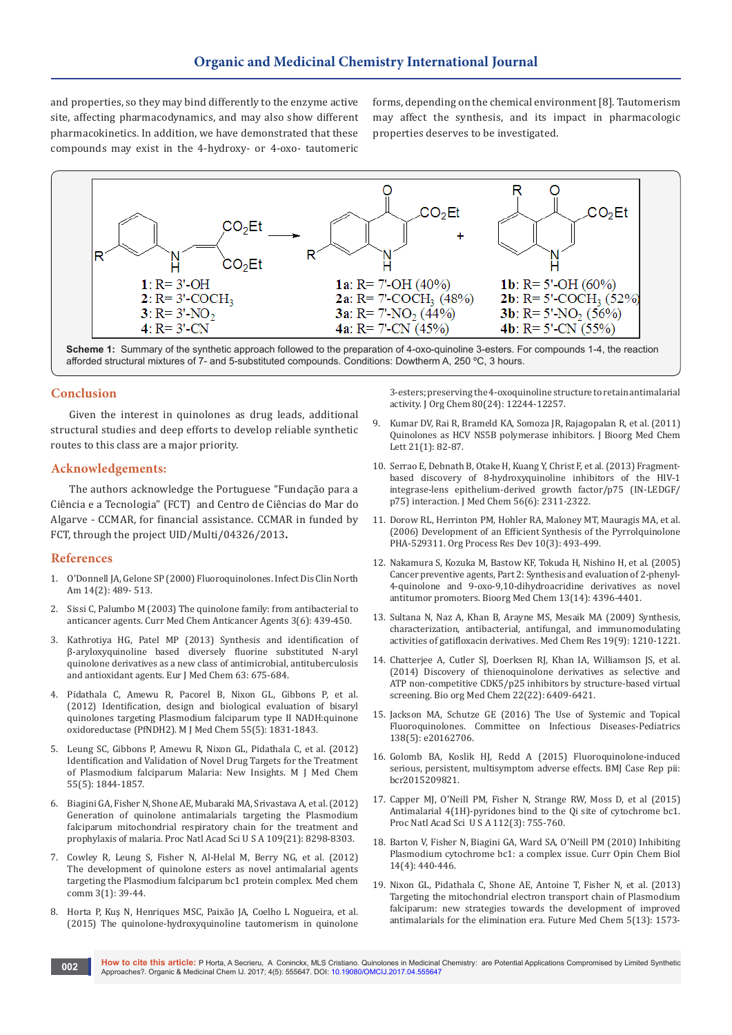and properties, so they may bind differently to the enzyme active site, affecting pharmacodynamics, and may also show different pharmacokinetics. In addition, we have demonstrated that these compounds may exist in the 4-hydroxy- or 4-oxo- tautomeric forms, depending on the chemical environment [8]. Tautomerism may affect the synthesis, and its impact in pharmacologic properties deserves to be investigated.

**1**: R= 3'-OH
**2**: R= 3'-$COCH_3$
**3**: R= 3'-$NO_2$
**4**: R= 3'-CN

**1a**: R= 7'-OH (40%)
**2a**: R= 7'-$COCH_3$ (48%)
**3a**: R= 7'-$NO_2$ (44%)
**4a**: R= 7'-CN (45%)

**1b**: R= 5'-OH (60%)
**2b**: R= 5'-$COCH_3$ (52%)
**3b**: R= 5'-$NO_2$ (56%)
**4b**: R= 5'-CN (55%)

**Scheme 1:** Summary of the synthetic approach followed to the preparation of 4-oxo-quinoline 3-esters. For compounds 1-4, the reaction afforded structural mixtures of 7- and 5-substituted compounds. Conditions: Dowtherm A, 250 ºC, 3 hours.

## Conclusion

Given the interest in quinolones as drug leads, additional structural studies and deep efforts to develop reliable synthetic routes to this class are a major priority.

## Acknowledgements:

The authors acknowledge the Portuguese "Fundação para a Ciência e a Tecnologia" (FCT) and Centro de Ciências do Mar do Algarve - CCMAR, for financial assistance. CCMAR in funded by FCT, through the project UID/Multi/04326/2013**.**

## References

1. O'Donnell JA, Gelone SP (2000) Fluoroquinolones. Infect Dis Clin North Am 14(2): 489- 513.
2. Sissi C, Palumbo M (2003) The quinolone family: from antibacterial to anticancer agents. Curr Med Chem Anticancer Agents 3(6): 439-450.
3. Kathrotiya HG, Patel MP (2013) Synthesis and identification of β-aryloxyquinoline based diversely fluorine substituted N-aryl quinolone derivatives as a new class of antimicrobial, antituberculosis and antioxidant agents. Eur J Med Chem 63: 675-684.
4. Pidathala C, Amewu R, Pacorel B, Nixon GL, Gibbons P, et al. (2012) Identification, design and biological evaluation of bisaryl quinolones targeting Plasmodium falciparum type II NADH:quinone oxidoreductase (PfNDH2). M J Med Chem 55(5): 1831-1843.
5. Leung SC, Gibbons P, Amewu R, Nixon GL, Pidathala C, et al. (2012) Identification and Validation of Novel Drug Targets for the Treatment of Plasmodium falciparum Malaria: New Insights. M J Med Chem 55(5): 1844-1857.
6. Biagini GA, Fisher N, Shone AE, Mubaraki MA, Srivastava A, et al. (2012) Generation of quinolone antimalarials targeting the Plasmodium falciparum mitochondrial respiratory chain for the treatment and prophylaxis of malaria. Proc Natl Acad Sci U S A 109(21): 8298-8303.
7. Cowley R, Leung S, Fisher N, Al-Helal M, Berry NG, et al. (2012) The development of quinolone esters as novel antimalarial agents targeting the Plasmodium falciparum bc1 protein complex. Med chem comm 3(1): 39-44.
8. Horta P, Kuş N, Henriques MSC, Paixão JA, Coelho L Nogueira, et al. (2015) The quinolone-hydroxyquinoline tautomerism in quinolone 3-esters; preserving the 4-oxoquinoline structure to retain antimalarial activity. J Org Chem 80(24): 12244-12257.
9. Kumar DV, Rai R, Brameld KA, Somoza JR, Rajagopalan R, et al. (2011) Quinolones as HCV NS5B polymerase inhibitors. J Bioorg Med Chem Lett 21(1): 82-87.
10. Serrao E, Debnath B, Otake H, Kuang Y, Christ F, et al. (2013) Fragment-based discovery of 8-hydroxyquinoline inhibitors of the HIV-1 integrase-lens epithelium-derived growth factor/p75 (IN-LEDGF/p75) interaction. J Med Chem 56(6): 2311-2322.
11. Dorow RL, Herrinton PM, Hohler RA, Maloney MT, Mauragis MA, et al. (2006) Development of an Efficient Synthesis of the Pyrrolquinolone PHA-529311. Org Process Res Dev 10(3): 493-499.
12. Nakamura S, Kozuka M, Bastow KF, Tokuda H, Nishino H, et al. (2005) Cancer preventive agents, Part 2: Synthesis and evaluation of 2-phenyl-4-quinolone and 9-oxo-9,10-dihydroacridine derivatives as novel antitumor promoters. Bioorg Med Chem 13(14): 4396-4401.
13. Sultana N, Naz A, Khan B, Arayne MS, Mesaik MA (2009) Synthesis, characterization, antibacterial, antifungal, and immunomodulating activities of gatifloxacin derivatives. Med Chem Res 19(9): 1210-1221.
14. Chatterjee A, Cutler SJ, Doerksen RJ, Khan IA, Williamson JS, et al. (2014) Discovery of thienoquinolone derivatives as selective and ATP non-competitive CDK5/p25 inhibitors by structure-based virtual screening. Bio org Med Chem 22(22): 6409-6421.
15. Jackson MA, Schutze GE (2016) The Use of Systemic and Topical Fluoroquinolones. Committee on Infectious Diseases-Pediatrics 138(5): e20162706.
16. Golomb BA, Koslik HJ, Redd A (2015) Fluoroquinolone-induced serious, persistent, multisymptom adverse effects. BMJ Case Rep pii: bcr2015209821.
17. Capper MJ, O'Neill PM, Fisher N, Strange RW, Moss D, et al (2015) Antimalarial 4(1H)-pyridones bind to the Qi site of cytochrome bc1. Proc Natl Acad Sci U S A 112(3): 755-760.
18. Barton V, Fisher N, Biagini GA, Ward SA, O'Neill PM (2010) Inhibiting Plasmodium cytochrome bc1: a complex issue. Curr Opin Chem Biol 14(4): 440-446.
19. Nixon GL, Pidathala C, Shone AE, Antoine T, Fisher N, et al. (2013) Targeting the mitochondrial electron transport chain of Plasmodium falciparum: new strategies towards the development of improved antimalarials for the elimination era. Future Med Chem 5(13): 1573-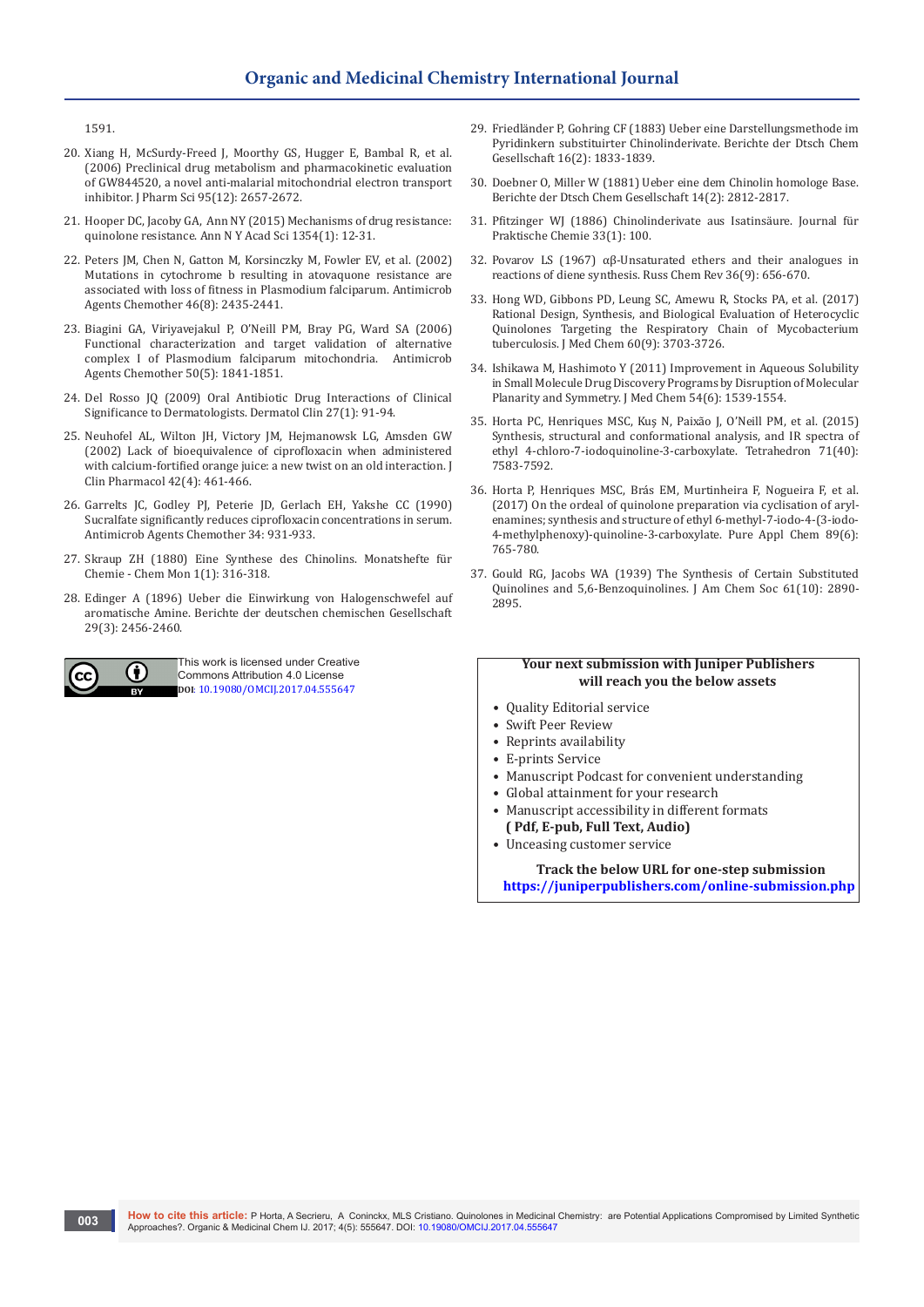1591.

20. Xiang H, McSurdy-Freed J, Moorthy GS, Hugger E, Bambal R, et al. (2006) Preclinical drug metabolism and pharmacokinetic evaluation of GW844520, a novel anti-malarial mitochondrial electron transport inhibitor. J Pharm Sci 95(12): 2657-2672.

21. Hooper DC, Jacoby GA, Ann NY (2015) Mechanisms of drug resistance: quinolone resistance. Ann N Y Acad Sci 1354(1): 12-31.

22. Peters JM, Chen N, Gatton M, Korsinczky M, Fowler EV, et al. (2002) Mutations in cytochrome b resulting in atovaquone resistance are associated with loss of fitness in Plasmodium falciparum. Antimicrob Agents Chemother 46(8): 2435-2441.

23. Biagini GA, Viriyavejakul P, O'Neill PM, Bray PG, Ward SA (2006) Functional characterization and target validation of alternative complex I of Plasmodium falciparum mitochondria. Antimicrob Agents Chemother 50(5): 1841-1851.

24. Del Rosso JQ (2009) Oral Antibiotic Drug Interactions of Clinical Significance to Dermatologists. Dermatol Clin 27(1): 91-94.

25. Neuhofel AL, Wilton JH, Victory JM, Hejmanowsk LG, Amsden GW (2002) Lack of bioequivalence of ciprofloxacin when administered with calcium-fortified orange juice: a new twist on an old interaction. J Clin Pharmacol 42(4): 461-466.

26. Garrelts JC, Godley PJ, Peterie JD, Gerlach EH, Yakshe CC (1990) Sucralfate significantly reduces ciprofloxacin concentrations in serum. Antimicrob Agents Chemother 34: 931-933.

27. Skraup ZH (1880) Eine Synthese des Chinolins. Monatshefte für Chemie - Chem Mon 1(1): 316-318.

28. Edinger A (1896) Ueber die Einwirkung von Halogenschwefel auf aromatische Amine. Berichte der deutschen chemischen Gesellschaft 29(3): 2456-2460.

29. Friedländer P, Gohring CF (1883) Ueber eine Darstellungsmethode im Pyridinkern substituirter Chinolinderivate. Berichte der Dtsch Chem Gesellschaft 16(2): 1833-1839.

30. Doebner O, Miller W (1881) Ueber eine dem Chinolin homologe Base. Berichte der Dtsch Chem Gesellschaft 14(2): 2812-2817.

31. Pfitzinger WJ (1886) Chinolinderivate aus Isatinsäure. Journal für Praktische Chemie 33(1): 100.

32. Povarov LS (1967) αβ-Unsaturated ethers and their analogues in reactions of diene synthesis. Russ Chem Rev 36(9): 656-670.

33. Hong WD, Gibbons PD, Leung SC, Amewu R, Stocks PA, et al. (2017) Rational Design, Synthesis, and Biological Evaluation of Heterocyclic Quinolones Targeting the Respiratory Chain of Mycobacterium tuberculosis. J Med Chem 60(9): 3703-3726.

34. Ishikawa M, Hashimoto Y (2011) Improvement in Aqueous Solubility in Small Molecule Drug Discovery Programs by Disruption of Molecular Planarity and Symmetry. J Med Chem 54(6): 1539-1554.

35. Horta PC, Henriques MSC, Kuş N, Paixão J, O'Neill PM, et al. (2015) Synthesis, structural and conformational analysis, and IR spectra of ethyl 4-chloro-7-iodoquinoline-3-carboxylate. Tetrahedron 71(40): 7583-7592.

36. Horta P, Henriques MSC, Brás EM, Murtinheira F, Nogueira F, et al. (2017) On the ordeal of quinolone preparation via cyclisation of aryl-enamines; synthesis and structure of ethyl 6-methyl-7-iodo-4-(3-iodo-4-methylphenoxy)-quinoline-3-carboxylate. Pure Appl Chem 89(6): 765-780.

37. Gould RG, Jacobs WA (1939) The Synthesis of Certain Substituted Quinolines and 5,6-Benzoquinolines. J Am Chem Soc 61(10): 2890-2895.

This work is licensed under Creative Commons Attribution 4.0 License
**DOI:** 10.19080/OMCIJ.2017.04.555647

**Your next submission with Juniper Publishers will reach you the below assets**

- Quality Editorial service
- Swift Peer Review
- Reprints availability
- E-prints Service
- Manuscript Podcast for convenient understanding
- Global attainment for your research
- Manuscript accessibility in different formats **( Pdf, E-pub, Full Text, Audio)**
- Unceasing customer service

**Track the below URL for one-step submission**
**https://juniperpublishers.com/online-submission.php**

**How to cite this article:** P Horta, A Secrieru, A Coninckx, MLS Cristiano. Quinolones in Medicinal Chemistry: are Potential Applications Compromised by Limited Synthetic Approaches?. Organic & Medicinal Chem IJ. 2017; 4(5): 555647. DOI: 10.19080/OMCIJ.2017.04.555647